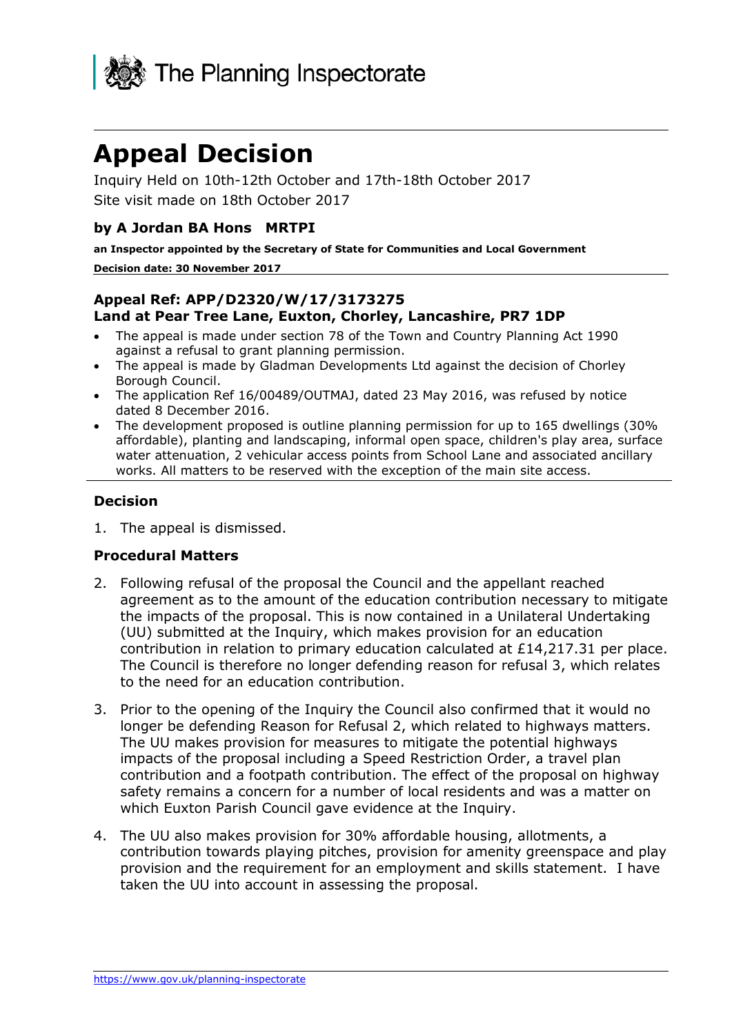The Planning Inspectorate

# Appeal Decision

Inquiry Held on 10th-12th October and 17th-18th October 2017

Site visit made on 18th October 2017

### by A Jordan BA Hons MRTPI

**an Inspector appointed by the Secretary of State for Communities and Local Government**

**Decision date: 30 November 2017**

### Appeal Ref: APP/D2320/W/17/3173275
### Land at Pear Tree Lane, Euxton, Chorley, Lancashire, PR7 1DP

- The appeal is made under section 78 of the Town and Country Planning Act 1990 against a refusal to grant planning permission.
- The appeal is made by Gladman Developments Ltd against the decision of Chorley Borough Council.
- The application Ref 16/00489/OUTMAJ, dated 23 May 2016, was refused by notice dated 8 December 2016.
- The development proposed is outline planning permission for up to 165 dwellings (30% affordable), planting and landscaping, informal open space, children's play area, surface water attenuation, 2 vehicular access points from School Lane and associated ancillary works. All matters to be reserved with the exception of the main site access.

### Decision

1. The appeal is dismissed.

### Procedural Matters

2. Following refusal of the proposal the Council and the appellant reached agreement as to the amount of the education contribution necessary to mitigate the impacts of the proposal. This is now contained in a Unilateral Undertaking (UU) submitted at the Inquiry, which makes provision for an education contribution in relation to primary education calculated at £14,217.31 per place. The Council is therefore no longer defending reason for refusal 3, which relates to the need for an education contribution.

3. Prior to the opening of the Inquiry the Council also confirmed that it would no longer be defending Reason for Refusal 2, which related to highways matters. The UU makes provision for measures to mitigate the potential highways impacts of the proposal including a Speed Restriction Order, a travel plan contribution and a footpath contribution. The effect of the proposal on highway safety remains a concern for a number of local residents and was a matter on which Euxton Parish Council gave evidence at the Inquiry.

4. The UU also makes provision for 30% affordable housing, allotments, a contribution towards playing pitches, provision for amenity greenspace and play provision and the requirement for an employment and skills statement. I have taken the UU into account in assessing the proposal.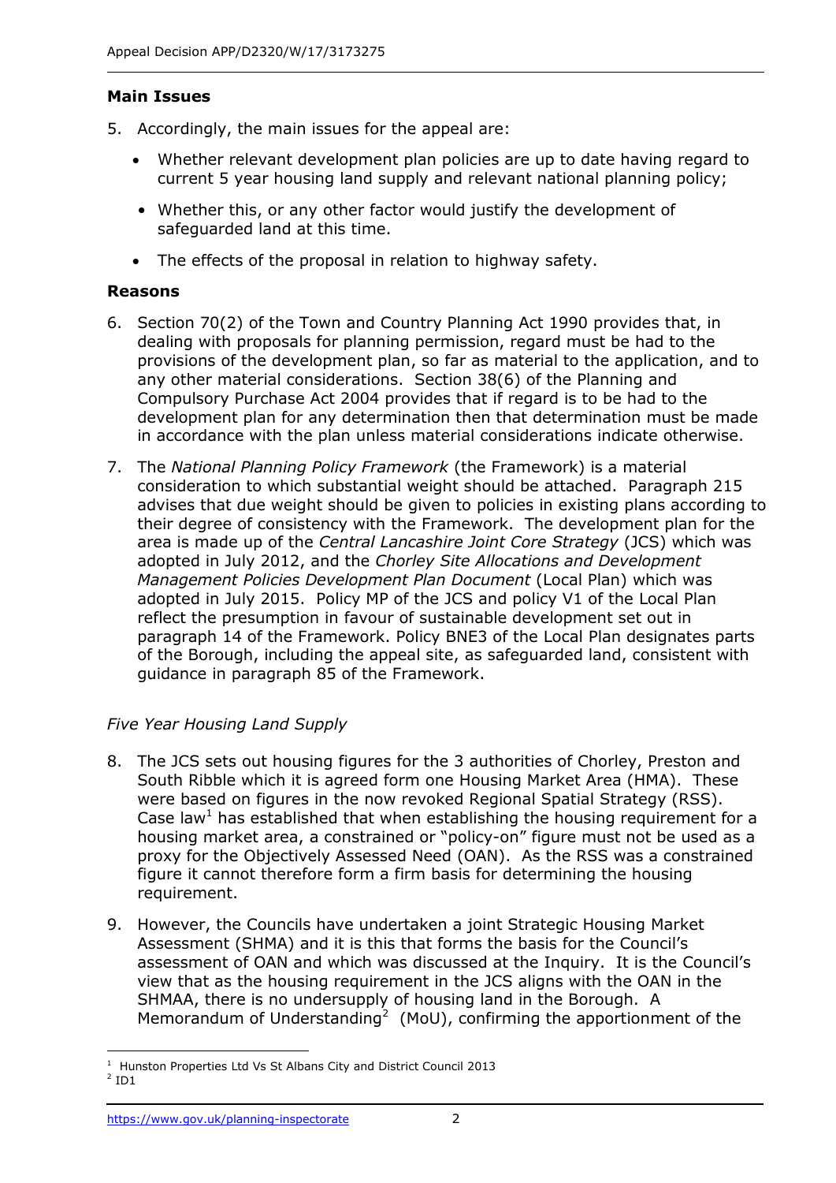### Main Issues

5. Accordingly, the main issues for the appeal are:

   - Whether relevant development plan policies are up to date having regard to current 5 year housing land supply and relevant national planning policy;
   - Whether this, or any other factor would justify the development of safeguarded land at this time.
   - The effects of the proposal in relation to highway safety.

### Reasons

6. Section 70(2) of the Town and Country Planning Act 1990 provides that, in dealing with proposals for planning permission, regard must be had to the provisions of the development plan, so far as material to the application, and to any other material considerations. Section 38(6) of the Planning and Compulsory Purchase Act 2004 provides that if regard is to be had to the development plan for any determination then that determination must be made in accordance with the plan unless material considerations indicate otherwise.

7. The *National Planning Policy Framework* (the Framework) is a material consideration to which substantial weight should be attached. Paragraph 215 advises that due weight should be given to policies in existing plans according to their degree of consistency with the Framework. The development plan for the area is made up of the *Central Lancashire Joint Core Strategy* (JCS) which was adopted in July 2012, and the *Chorley Site Allocations and Development Management Policies Development Plan Document* (Local Plan) which was adopted in July 2015. Policy MP of the JCS and policy V1 of the Local Plan reflect the presumption in favour of sustainable development set out in paragraph 14 of the Framework. Policy BNE3 of the Local Plan designates parts of the Borough, including the appeal site, as safeguarded land, consistent with guidance in paragraph 85 of the Framework.

#### *Five Year Housing Land Supply*

8. The JCS sets out housing figures for the 3 authorities of Chorley, Preston and South Ribble which it is agreed form one Housing Market Area (HMA). These were based on figures in the now revoked Regional Spatial Strategy (RSS). Case law[1] has established that when establishing the housing requirement for a housing market area, a constrained or "policy-on" figure must not be used as a proxy for the Objectively Assessed Need (OAN). As the RSS was a constrained figure it cannot therefore form a firm basis for determining the housing requirement.

9. However, the Councils have undertaken a joint Strategic Housing Market Assessment (SHMA) and it is this that forms the basis for the Council's assessment of OAN and which was discussed at the Inquiry. It is the Council's view that as the housing requirement in the JCS aligns with the OAN in the SHMAA, there is no undersupply of housing land in the Borough. A Memorandum of Understanding[2] (MoU), confirming the apportionment of the

---

[1] Hunston Properties Ltd Vs St Albans City and District Council 2013

[2] ID1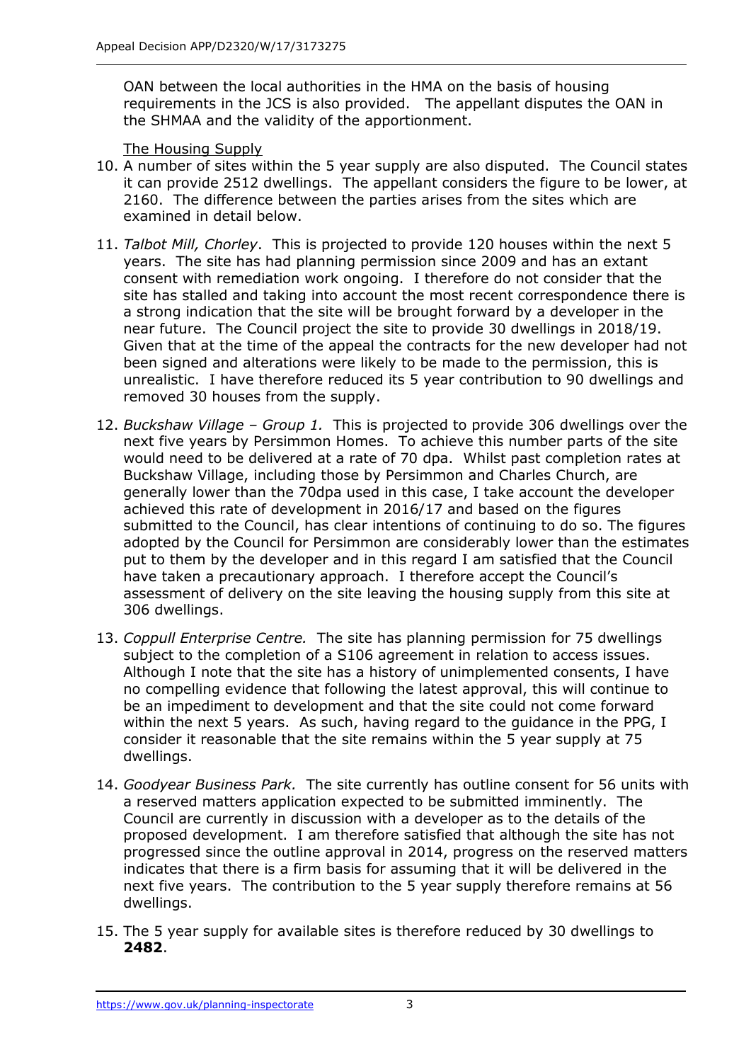OAN between the local authorities in the HMA on the basis of housing requirements in the JCS is also provided. The appellant disputes the OAN in the SHMAA and the validity of the apportionment.

The Housing Supply

10. A number of sites within the 5 year supply are also disputed. The Council states it can provide 2512 dwellings. The appellant considers the figure to be lower, at 2160. The difference between the parties arises from the sites which are examined in detail below.

11. *Talbot Mill, Chorley*. This is projected to provide 120 houses within the next 5 years. The site has had planning permission since 2009 and has an extant consent with remediation work ongoing. I therefore do not consider that the site has stalled and taking into account the most recent correspondence there is a strong indication that the site will be brought forward by a developer in the near future. The Council project the site to provide 30 dwellings in 2018/19. Given that at the time of the appeal the contracts for the new developer had not been signed and alterations were likely to be made to the permission, this is unrealistic. I have therefore reduced its 5 year contribution to 90 dwellings and removed 30 houses from the supply.

12. *Buckshaw Village – Group 1.* This is projected to provide 306 dwellings over the next five years by Persimmon Homes. To achieve this number parts of the site would need to be delivered at a rate of 70 dpa. Whilst past completion rates at Buckshaw Village, including those by Persimmon and Charles Church, are generally lower than the 70dpa used in this case, I take account the developer achieved this rate of development in 2016/17 and based on the figures submitted to the Council, has clear intentions of continuing to do so. The figures adopted by the Council for Persimmon are considerably lower than the estimates put to them by the developer and in this regard I am satisfied that the Council have taken a precautionary approach. I therefore accept the Council's assessment of delivery on the site leaving the housing supply from this site at 306 dwellings.

13. *Coppull Enterprise Centre.* The site has planning permission for 75 dwellings subject to the completion of a S106 agreement in relation to access issues. Although I note that the site has a history of unimplemented consents, I have no compelling evidence that following the latest approval, this will continue to be an impediment to development and that the site could not come forward within the next 5 years. As such, having regard to the guidance in the PPG, I consider it reasonable that the site remains within the 5 year supply at 75 dwellings.

14. *Goodyear Business Park.* The site currently has outline consent for 56 units with a reserved matters application expected to be submitted imminently. The Council are currently in discussion with a developer as to the details of the proposed development. I am therefore satisfied that although the site has not progressed since the outline approval in 2014, progress on the reserved matters indicates that there is a firm basis for assuming that it will be delivered in the next five years. The contribution to the 5 year supply therefore remains at 56 dwellings.

15. The 5 year supply for available sites is therefore reduced by 30 dwellings to **2482**.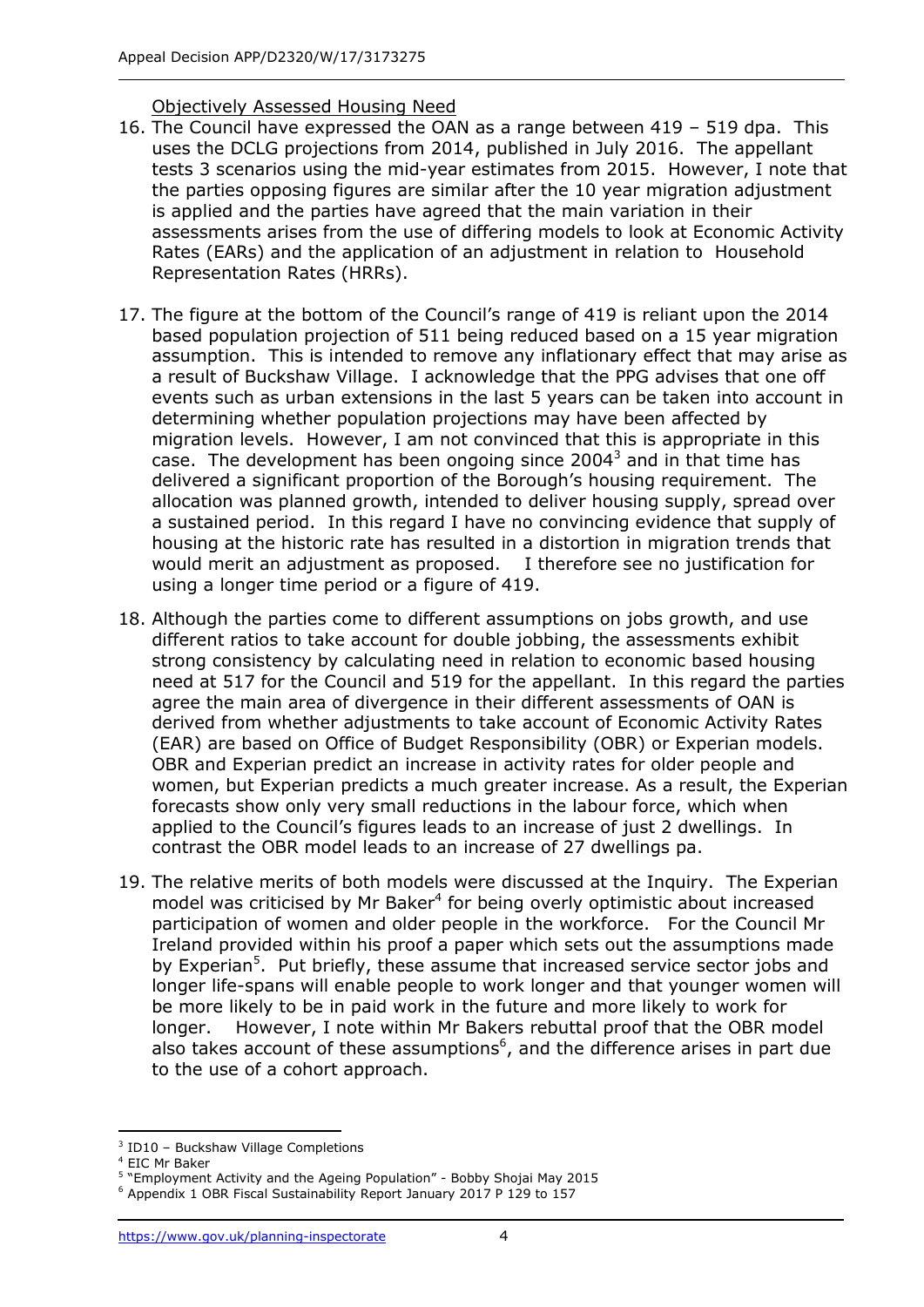Objectively Assessed Housing Need

16. The Council have expressed the OAN as a range between 419 – 519 dpa. This uses the DCLG projections from 2014, published in July 2016. The appellant tests 3 scenarios using the mid-year estimates from 2015. However, I note that the parties opposing figures are similar after the 10 year migration adjustment is applied and the parties have agreed that the main variation in their assessments arises from the use of differing models to look at Economic Activity Rates (EARs) and the application of an adjustment in relation to Household Representation Rates (HRRs).

17. The figure at the bottom of the Council's range of 419 is reliant upon the 2014 based population projection of 511 being reduced based on a 15 year migration assumption. This is intended to remove any inflationary effect that may arise as a result of Buckshaw Village. I acknowledge that the PPG advises that one off events such as urban extensions in the last 5 years can be taken into account in determining whether population projections may have been affected by migration levels. However, I am not convinced that this is appropriate in this case. The development has been ongoing since 2004[3] and in that time has delivered a significant proportion of the Borough's housing requirement. The allocation was planned growth, intended to deliver housing supply, spread over a sustained period. In this regard I have no convincing evidence that supply of housing at the historic rate has resulted in a distortion in migration trends that would merit an adjustment as proposed. I therefore see no justification for using a longer time period or a figure of 419.

18. Although the parties come to different assumptions on jobs growth, and use different ratios to take account for double jobbing, the assessments exhibit strong consistency by calculating need in relation to economic based housing need at 517 for the Council and 519 for the appellant. In this regard the parties agree the main area of divergence in their different assessments of OAN is derived from whether adjustments to take account of Economic Activity Rates (EAR) are based on Office of Budget Responsibility (OBR) or Experian models. OBR and Experian predict an increase in activity rates for older people and women, but Experian predicts a much greater increase. As a result, the Experian forecasts show only very small reductions in the labour force, which when applied to the Council's figures leads to an increase of just 2 dwellings. In contrast the OBR model leads to an increase of 27 dwellings pa.

19. The relative merits of both models were discussed at the Inquiry. The Experian model was criticised by Mr Baker[4] for being overly optimistic about increased participation of women and older people in the workforce. For the Council Mr Ireland provided within his proof a paper which sets out the assumptions made by Experian[5]. Put briefly, these assume that increased service sector jobs and longer life-spans will enable people to work longer and that younger women will be more likely to be in paid work in the future and more likely to work for longer. However, I note within Mr Bakers rebuttal proof that the OBR model also takes account of these assumptions[6], and the difference arises in part due to the use of a cohort approach.

---

[3] ID10 – Buckshaw Village Completions
[4] EIC Mr Baker
[5] "Employment Activity and the Ageing Population" - Bobby Shojai May 2015
[6] Appendix 1 OBR Fiscal Sustainability Report January 2017 P 129 to 157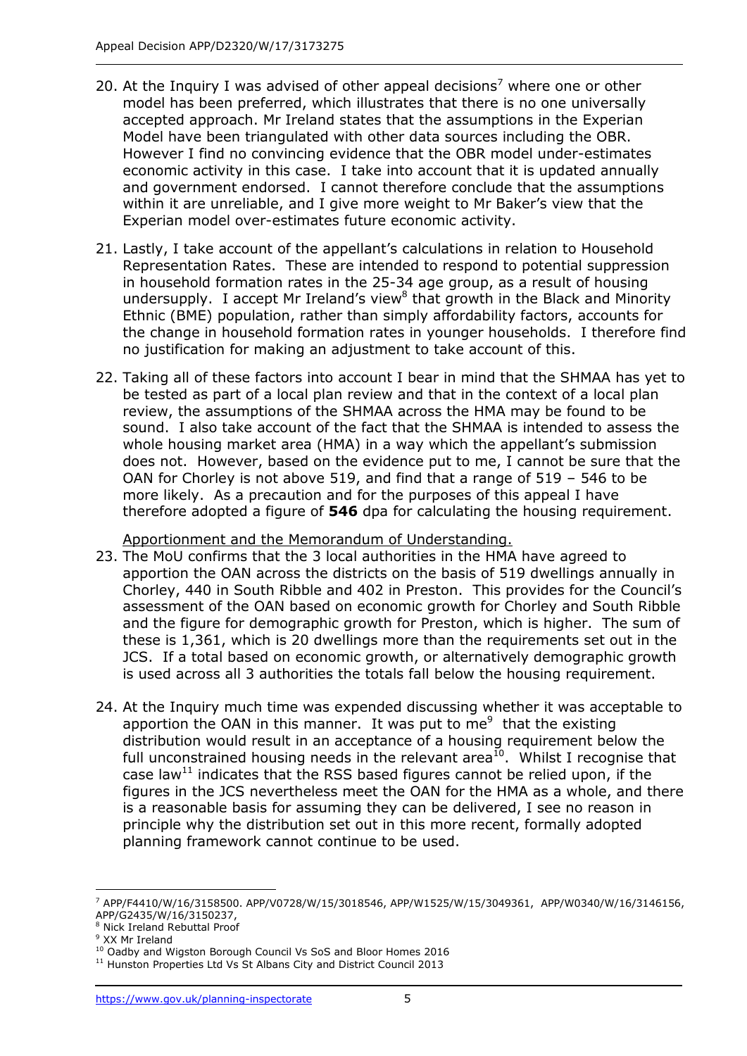20. At the Inquiry I was advised of other appeal decisions[7] where one or other model has been preferred, which illustrates that there is no one universally accepted approach. Mr Ireland states that the assumptions in the Experian Model have been triangulated with other data sources including the OBR. However I find no convincing evidence that the OBR model under-estimates economic activity in this case. I take into account that it is updated annually and government endorsed. I cannot therefore conclude that the assumptions within it are unreliable, and I give more weight to Mr Baker's view that the Experian model over-estimates future economic activity.

21. Lastly, I take account of the appellant's calculations in relation to Household Representation Rates. These are intended to respond to potential suppression in household formation rates in the 25-34 age group, as a result of housing undersupply. I accept Mr Ireland's view[8] that growth in the Black and Minority Ethnic (BME) population, rather than simply affordability factors, accounts for the change in household formation rates in younger households. I therefore find no justification for making an adjustment to take account of this.

22. Taking all of these factors into account I bear in mind that the SHMAA has yet to be tested as part of a local plan review and that in the context of a local plan review, the assumptions of the SHMAA across the HMA may be found to be sound. I also take account of the fact that the SHMAA is intended to assess the whole housing market area (HMA) in a way which the appellant's submission does not. However, based on the evidence put to me, I cannot be sure that the OAN for Chorley is not above 519, and find that a range of 519 – 546 to be more likely. As a precaution and for the purposes of this appeal I have therefore adopted a figure of **546** dpa for calculating the housing requirement.

Apportionment and the Memorandum of Understanding.

23. The MoU confirms that the 3 local authorities in the HMA have agreed to apportion the OAN across the districts on the basis of 519 dwellings annually in Chorley, 440 in South Ribble and 402 in Preston. This provides for the Council's assessment of the OAN based on economic growth for Chorley and South Ribble and the figure for demographic growth for Preston, which is higher. The sum of these is 1,361, which is 20 dwellings more than the requirements set out in the JCS. If a total based on economic growth, or alternatively demographic growth is used across all 3 authorities the totals fall below the housing requirement.

24. At the Inquiry much time was expended discussing whether it was acceptable to apportion the OAN in this manner. It was put to me[9] that the existing distribution would result in an acceptance of a housing requirement below the full unconstrained housing needs in the relevant area[10]. Whilst I recognise that case law[11] indicates that the RSS based figures cannot be relied upon, if the figures in the JCS nevertheless meet the OAN for the HMA as a whole, and there is a reasonable basis for assuming they can be delivered, I see no reason in principle why the distribution set out in this more recent, formally adopted planning framework cannot continue to be used.

---

[7] APP/F4410/W/16/3158500. APP/V0728/W/15/3018546, APP/W1525/W/15/3049361, APP/W0340/W/16/3146156, APP/G2435/W/16/3150237,

[8] Nick Ireland Rebuttal Proof

[9] XX Mr Ireland

[10] Oadby and Wigston Borough Council Vs SoS and Bloor Homes 2016

[11] Hunston Properties Ltd Vs St Albans City and District Council 2013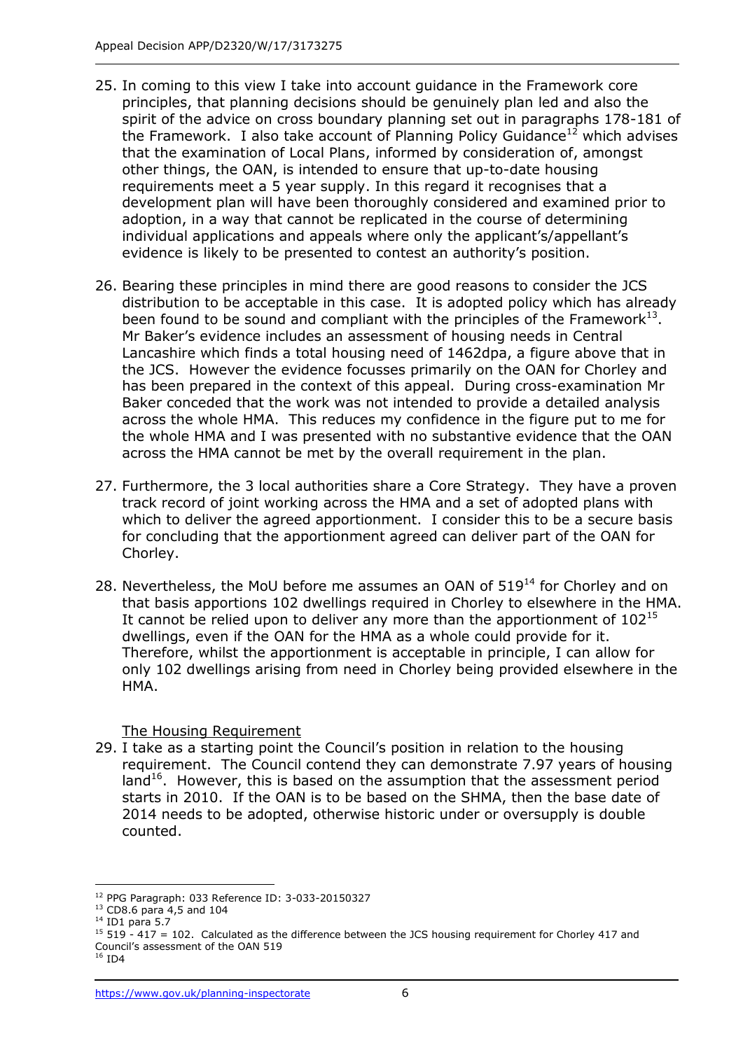25. In coming to this view I take into account guidance in the Framework core principles, that planning decisions should be genuinely plan led and also the spirit of the advice on cross boundary planning set out in paragraphs 178-181 of the Framework. I also take account of Planning Policy Guidance[12] which advises that the examination of Local Plans, informed by consideration of, amongst other things, the OAN, is intended to ensure that up-to-date housing requirements meet a 5 year supply. In this regard it recognises that a development plan will have been thoroughly considered and examined prior to adoption, in a way that cannot be replicated in the course of determining individual applications and appeals where only the applicant's/appellant's evidence is likely to be presented to contest an authority's position.

26. Bearing these principles in mind there are good reasons to consider the JCS distribution to be acceptable in this case. It is adopted policy which has already been found to be sound and compliant with the principles of the Framework[13]. Mr Baker's evidence includes an assessment of housing needs in Central Lancashire which finds a total housing need of 1462dpa, a figure above that in the JCS. However the evidence focusses primarily on the OAN for Chorley and has been prepared in the context of this appeal. During cross-examination Mr Baker conceded that the work was not intended to provide a detailed analysis across the whole HMA. This reduces my confidence in the figure put to me for the whole HMA and I was presented with no substantive evidence that the OAN across the HMA cannot be met by the overall requirement in the plan.

27. Furthermore, the 3 local authorities share a Core Strategy. They have a proven track record of joint working across the HMA and a set of adopted plans with which to deliver the agreed apportionment. I consider this to be a secure basis for concluding that the apportionment agreed can deliver part of the OAN for Chorley.

28. Nevertheless, the MoU before me assumes an OAN of 519[14] for Chorley and on that basis apportions 102 dwellings required in Chorley to elsewhere in the HMA. It cannot be relied upon to deliver any more than the apportionment of 102[15] dwellings, even if the OAN for the HMA as a whole could provide for it. Therefore, whilst the apportionment is acceptable in principle, I can allow for only 102 dwellings arising from need in Chorley being provided elsewhere in the HMA.

<u>The Housing Requirement</u>

29. I take as a starting point the Council's position in relation to the housing requirement. The Council contend they can demonstrate 7.97 years of housing land[16]. However, this is based on the assumption that the assessment period starts in 2010. If the OAN is to be based on the SHMA, then the base date of 2014 needs to be adopted, otherwise historic under or oversupply is double counted.

---

[12] PPG Paragraph: 033 Reference ID: 3-033-20150327

[13] CD8.6 para 4,5 and 104

[14] ID1 para 5.7

[15] 519 - 417 = 102. Calculated as the difference between the JCS housing requirement for Chorley 417 and Council's assessment of the OAN 519

[16] ID4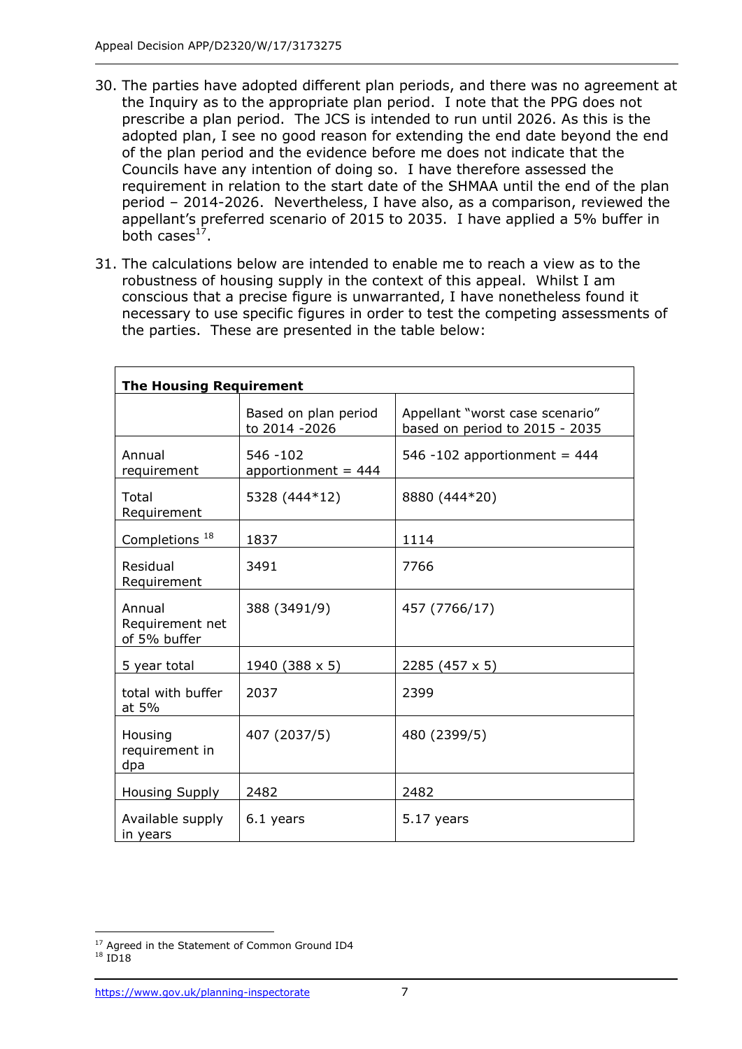30. The parties have adopted different plan periods, and there was no agreement at the Inquiry as to the appropriate plan period. I note that the PPG does not prescribe a plan period. The JCS is intended to run until 2026. As this is the adopted plan, I see no good reason for extending the end date beyond the end of the plan period and the evidence before me does not indicate that the Councils have any intention of doing so. I have therefore assessed the requirement in relation to the start date of the SHMAA until the end of the plan period – 2014-2026. Nevertheless, I have also, as a comparison, reviewed the appellant's preferred scenario of 2015 to 2035. I have applied a 5% buffer in both cases[17].

31. The calculations below are intended to enable me to reach a view as to the robustness of housing supply in the context of this appeal. Whilst I am conscious that a precise figure is unwarranted, I have nonetheless found it necessary to use specific figures in order to test the competing assessments of the parties. These are presented in the table below:

| **The Housing Requirement** | | |
|---|---|---|
| | Based on plan period to 2014 -2026 | Appellant "worst case scenario" based on period to 2015 - 2035 |
| Annual requirement | 546 -102 apportionment = 444 | 546 -102 apportionment = 444 |
| Total Requirement | 5328 (444*12) | 8880 (444*20) |
| Completions [18] | 1837 | 1114 |
| Residual Requirement | 3491 | 7766 |
| Annual Requirement net of 5% buffer | 388 (3491/9) | 457 (7766/17) |
| 5 year total | 1940 (388 x 5) | 2285 (457 x 5) |
| total with buffer at 5% | 2037 | 2399 |
| Housing requirement in dpa | 407 (2037/5) | 480 (2399/5) |
| Housing Supply | 2482 | 2482 |
| Available supply in years | 6.1 years | 5.17 years |

[17] Agreed in the Statement of Common Ground ID4

[18] ID18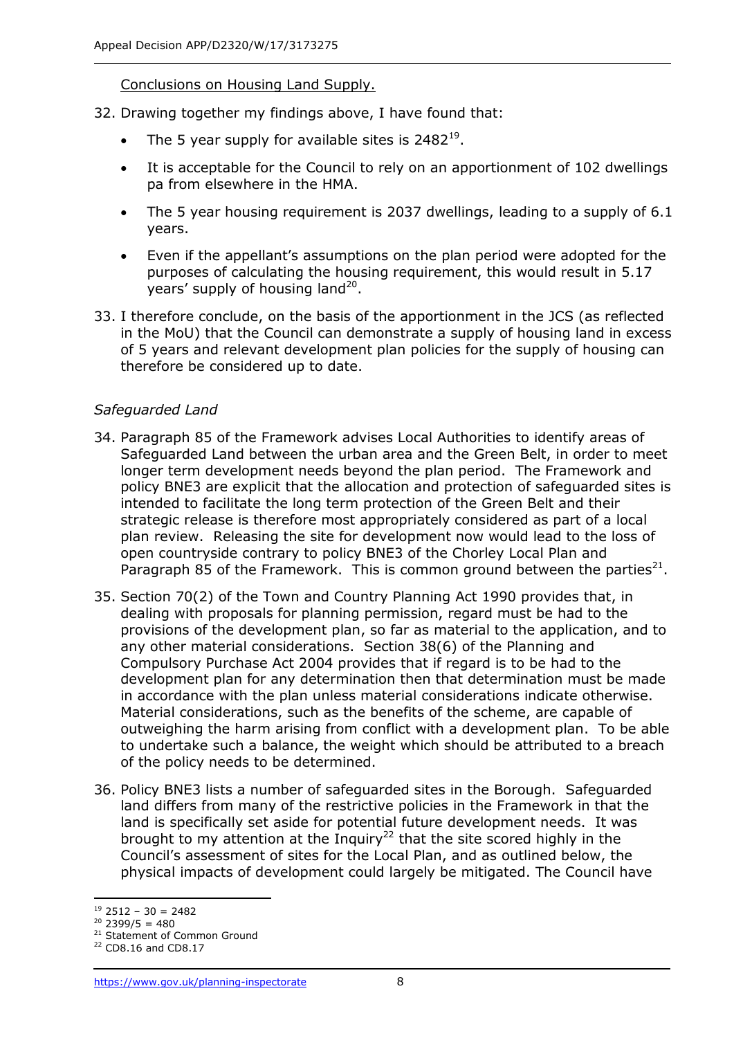Conclusions on Housing Land Supply.

32. Drawing together my findings above, I have found that:

    - The 5 year supply for available sites is 2482[19].
    - It is acceptable for the Council to rely on an apportionment of 102 dwellings pa from elsewhere in the HMA.
    - The 5 year housing requirement is 2037 dwellings, leading to a supply of 6.1 years.
    - Even if the appellant's assumptions on the plan period were adopted for the purposes of calculating the housing requirement, this would result in 5.17 years' supply of housing land[20].

33. I therefore conclude, on the basis of the apportionment in the JCS (as reflected in the MoU) that the Council can demonstrate a supply of housing land in excess of 5 years and relevant development plan policies for the supply of housing can therefore be considered up to date.

*Safeguarded Land*

34. Paragraph 85 of the Framework advises Local Authorities to identify areas of Safeguarded Land between the urban area and the Green Belt, in order to meet longer term development needs beyond the plan period. The Framework and policy BNE3 are explicit that the allocation and protection of safeguarded sites is intended to facilitate the long term protection of the Green Belt and their strategic release is therefore most appropriately considered as part of a local plan review. Releasing the site for development now would lead to the loss of open countryside contrary to policy BNE3 of the Chorley Local Plan and Paragraph 85 of the Framework. This is common ground between the parties[21].

35. Section 70(2) of the Town and Country Planning Act 1990 provides that, in dealing with proposals for planning permission, regard must be had to the provisions of the development plan, so far as material to the application, and to any other material considerations. Section 38(6) of the Planning and Compulsory Purchase Act 2004 provides that if regard is to be had to the development plan for any determination then that determination must be made in accordance with the plan unless material considerations indicate otherwise. Material considerations, such as the benefits of the scheme, are capable of outweighing the harm arising from conflict with a development plan. To be able to undertake such a balance, the weight which should be attributed to a breach of the policy needs to be determined.

36. Policy BNE3 lists a number of safeguarded sites in the Borough. Safeguarded land differs from many of the restrictive policies in the Framework in that the land is specifically set aside for potential future development needs. It was brought to my attention at the Inquiry[22] that the site scored highly in the Council's assessment of sites for the Local Plan, and as outlined below, the physical impacts of development could largely be mitigated. The Council have

---

[19] 2512 – 30 = 2482
[20] 2399/5 = 480
[21] Statement of Common Ground
[22] CD8.16 and CD8.17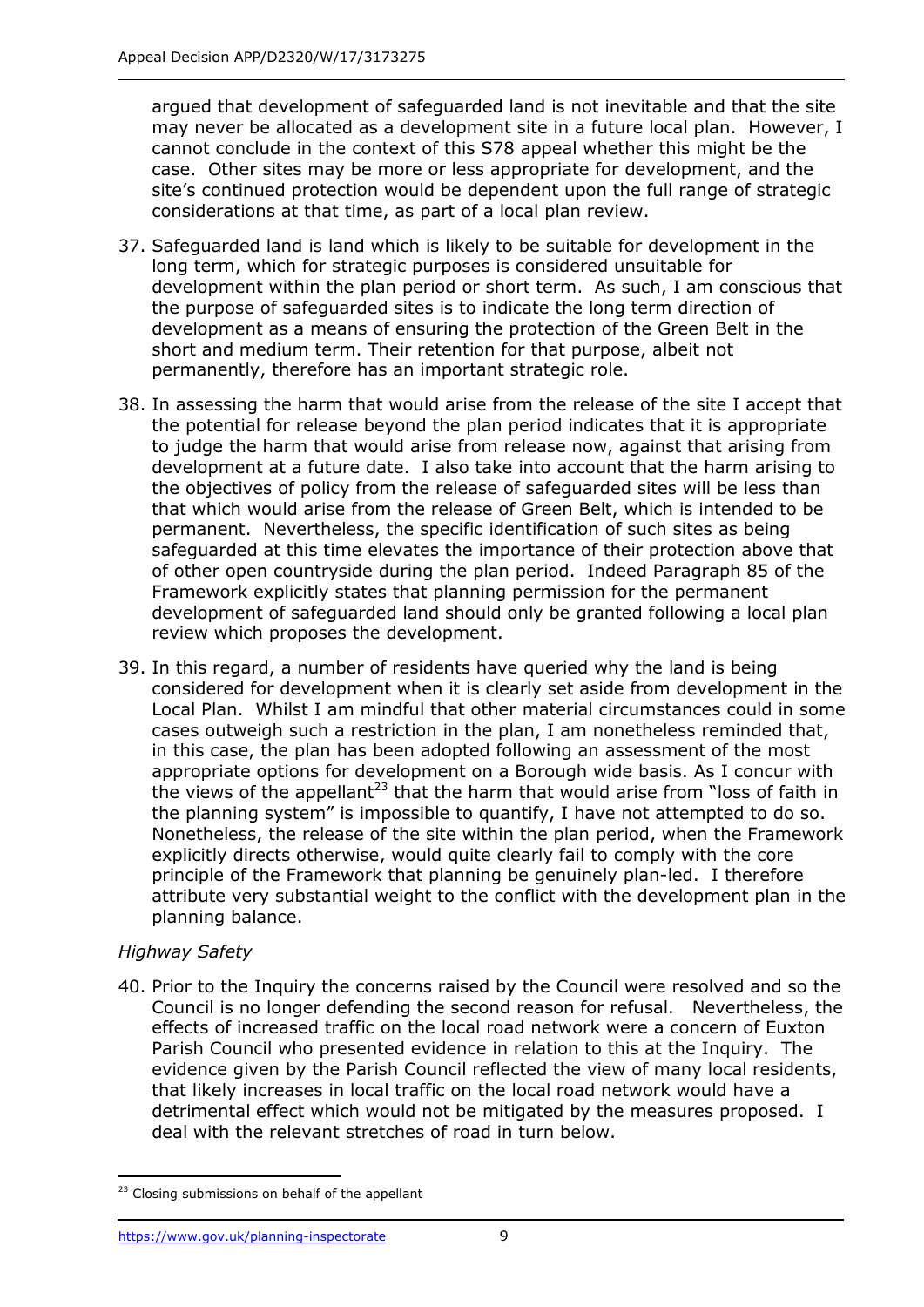argued that development of safeguarded land is not inevitable and that the site may never be allocated as a development site in a future local plan. However, I cannot conclude in the context of this S78 appeal whether this might be the case. Other sites may be more or less appropriate for development, and the site's continued protection would be dependent upon the full range of strategic considerations at that time, as part of a local plan review.

37. Safeguarded land is land which is likely to be suitable for development in the long term, which for strategic purposes is considered unsuitable for development within the plan period or short term. As such, I am conscious that the purpose of safeguarded sites is to indicate the long term direction of development as a means of ensuring the protection of the Green Belt in the short and medium term. Their retention for that purpose, albeit not permanently, therefore has an important strategic role.

38. In assessing the harm that would arise from the release of the site I accept that the potential for release beyond the plan period indicates that it is appropriate to judge the harm that would arise from release now, against that arising from development at a future date. I also take into account that the harm arising to the objectives of policy from the release of safeguarded sites will be less than that which would arise from the release of Green Belt, which is intended to be permanent. Nevertheless, the specific identification of such sites as being safeguarded at this time elevates the importance of their protection above that of other open countryside during the plan period. Indeed Paragraph 85 of the Framework explicitly states that planning permission for the permanent development of safeguarded land should only be granted following a local plan review which proposes the development.

39. In this regard, a number of residents have queried why the land is being considered for development when it is clearly set aside from development in the Local Plan. Whilst I am mindful that other material circumstances could in some cases outweigh such a restriction in the plan, I am nonetheless reminded that, in this case, the plan has been adopted following an assessment of the most appropriate options for development on a Borough wide basis. As I concur with the views of the appellant[23] that the harm that would arise from "loss of faith in the planning system" is impossible to quantify, I have not attempted to do so. Nonetheless, the release of the site within the plan period, when the Framework explicitly directs otherwise, would quite clearly fail to comply with the core principle of the Framework that planning be genuinely plan-led. I therefore attribute very substantial weight to the conflict with the development plan in the planning balance.

*Highway Safety*

40. Prior to the Inquiry the concerns raised by the Council were resolved and so the Council is no longer defending the second reason for refusal. Nevertheless, the effects of increased traffic on the local road network were a concern of Euxton Parish Council who presented evidence in relation to this at the Inquiry. The evidence given by the Parish Council reflected the view of many local residents, that likely increases in local traffic on the local road network would have a detrimental effect which would not be mitigated by the measures proposed. I deal with the relevant stretches of road in turn below.

[23] Closing submissions on behalf of the appellant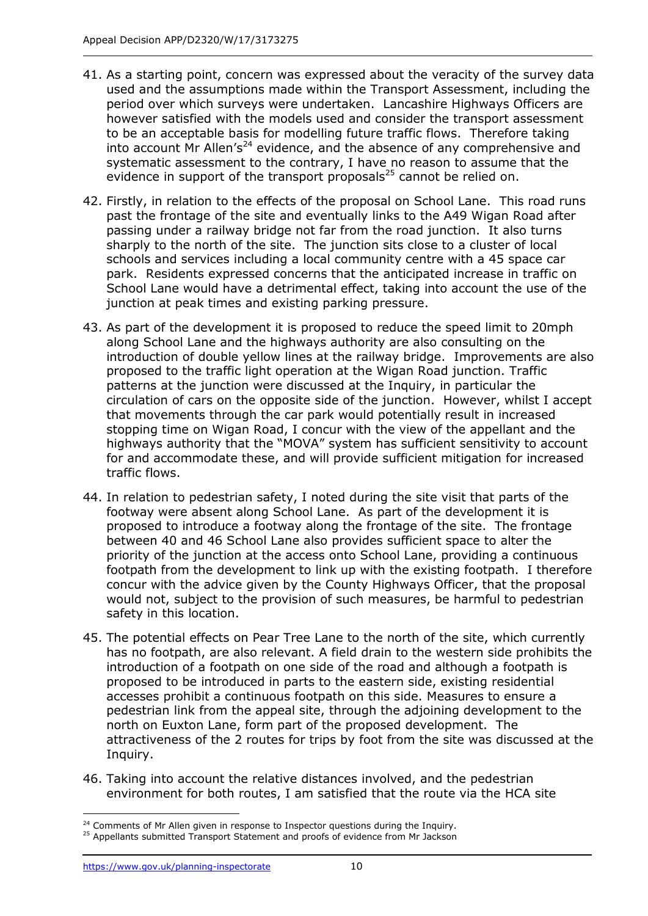41. As a starting point, concern was expressed about the veracity of the survey data used and the assumptions made within the Transport Assessment, including the period over which surveys were undertaken. Lancashire Highways Officers are however satisfied with the models used and consider the transport assessment to be an acceptable basis for modelling future traffic flows. Therefore taking into account Mr Allen's[24] evidence, and the absence of any comprehensive and systematic assessment to the contrary, I have no reason to assume that the evidence in support of the transport proposals[25] cannot be relied on.

42. Firstly, in relation to the effects of the proposal on School Lane. This road runs past the frontage of the site and eventually links to the A49 Wigan Road after passing under a railway bridge not far from the road junction. It also turns sharply to the north of the site. The junction sits close to a cluster of local schools and services including a local community centre with a 45 space car park. Residents expressed concerns that the anticipated increase in traffic on School Lane would have a detrimental effect, taking into account the use of the junction at peak times and existing parking pressure.

43. As part of the development it is proposed to reduce the speed limit to 20mph along School Lane and the highways authority are also consulting on the introduction of double yellow lines at the railway bridge. Improvements are also proposed to the traffic light operation at the Wigan Road junction. Traffic patterns at the junction were discussed at the Inquiry, in particular the circulation of cars on the opposite side of the junction. However, whilst I accept that movements through the car park would potentially result in increased stopping time on Wigan Road, I concur with the view of the appellant and the highways authority that the "MOVA" system has sufficient sensitivity to account for and accommodate these, and will provide sufficient mitigation for increased traffic flows.

44. In relation to pedestrian safety, I noted during the site visit that parts of the footway were absent along School Lane. As part of the development it is proposed to introduce a footway along the frontage of the site. The frontage between 40 and 46 School Lane also provides sufficient space to alter the priority of the junction at the access onto School Lane, providing a continuous footpath from the development to link up with the existing footpath. I therefore concur with the advice given by the County Highways Officer, that the proposal would not, subject to the provision of such measures, be harmful to pedestrian safety in this location.

45. The potential effects on Pear Tree Lane to the north of the site, which currently has no footpath, are also relevant. A field drain to the western side prohibits the introduction of a footpath on one side of the road and although a footpath is proposed to be introduced in parts to the eastern side, existing residential accesses prohibit a continuous footpath on this side. Measures to ensure a pedestrian link from the appeal site, through the adjoining development to the north on Euxton Lane, form part of the proposed development. The attractiveness of the 2 routes for trips by foot from the site was discussed at the Inquiry.

46. Taking into account the relative distances involved, and the pedestrian environment for both routes, I am satisfied that the route via the HCA site

---

[24] Comments of Mr Allen given in response to Inspector questions during the Inquiry.

[25] Appellants submitted Transport Statement and proofs of evidence from Mr Jackson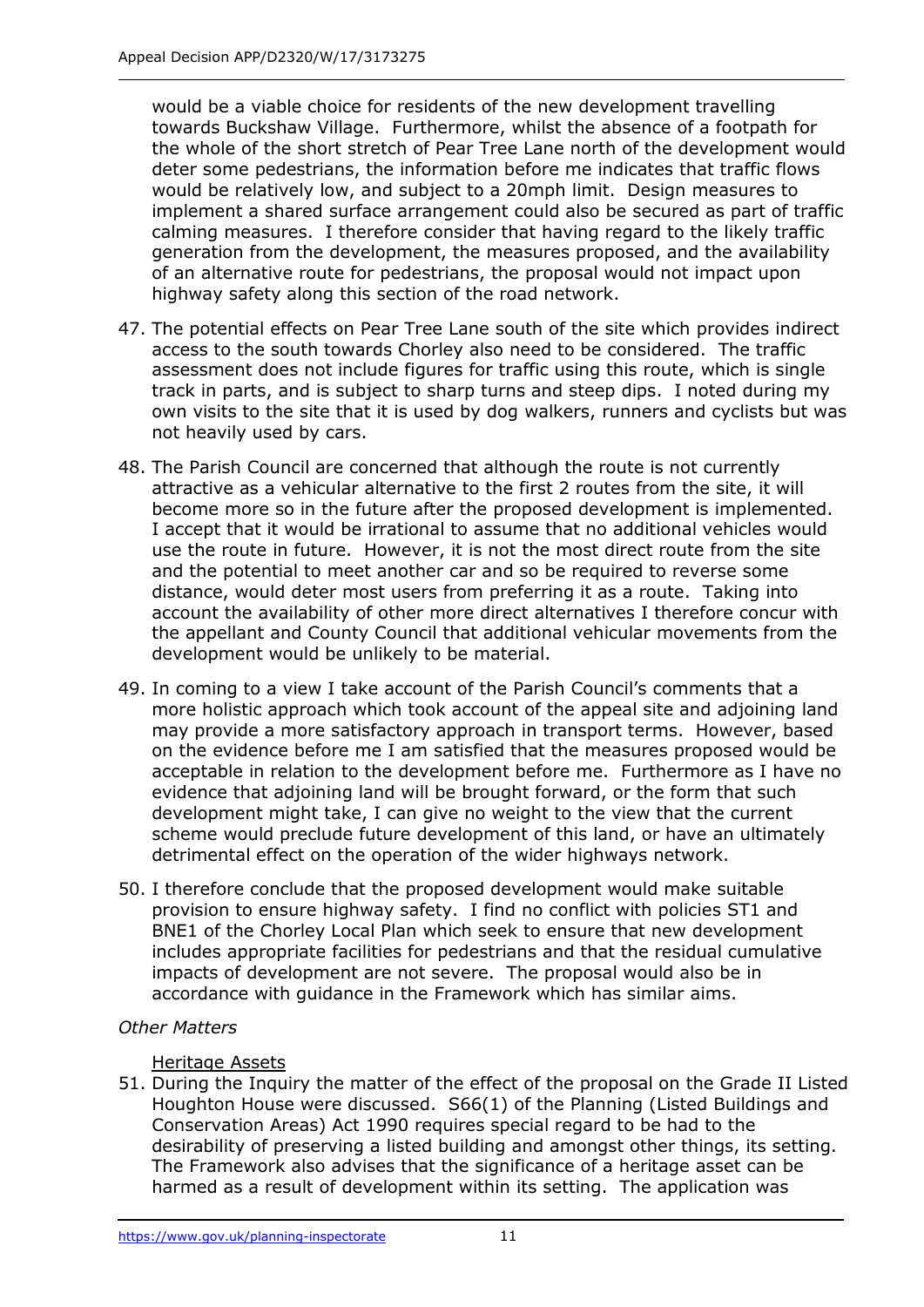would be a viable choice for residents of the new development travelling towards Buckshaw Village. Furthermore, whilst the absence of a footpath for the whole of the short stretch of Pear Tree Lane north of the development would deter some pedestrians, the information before me indicates that traffic flows would be relatively low, and subject to a 20mph limit. Design measures to implement a shared surface arrangement could also be secured as part of traffic calming measures. I therefore consider that having regard to the likely traffic generation from the development, the measures proposed, and the availability of an alternative route for pedestrians, the proposal would not impact upon highway safety along this section of the road network.

47. The potential effects on Pear Tree Lane south of the site which provides indirect access to the south towards Chorley also need to be considered. The traffic assessment does not include figures for traffic using this route, which is single track in parts, and is subject to sharp turns and steep dips. I noted during my own visits to the site that it is used by dog walkers, runners and cyclists but was not heavily used by cars.

48. The Parish Council are concerned that although the route is not currently attractive as a vehicular alternative to the first 2 routes from the site, it will become more so in the future after the proposed development is implemented. I accept that it would be irrational to assume that no additional vehicles would use the route in future. However, it is not the most direct route from the site and the potential to meet another car and so be required to reverse some distance, would deter most users from preferring it as a route. Taking into account the availability of other more direct alternatives I therefore concur with the appellant and County Council that additional vehicular movements from the development would be unlikely to be material.

49. In coming to a view I take account of the Parish Council's comments that a more holistic approach which took account of the appeal site and adjoining land may provide a more satisfactory approach in transport terms. However, based on the evidence before me I am satisfied that the measures proposed would be acceptable in relation to the development before me. Furthermore as I have no evidence that adjoining land will be brought forward, or the form that such development might take, I can give no weight to the view that the current scheme would preclude future development of this land, or have an ultimately detrimental effect on the operation of the wider highways network.

50. I therefore conclude that the proposed development would make suitable provision to ensure highway safety. I find no conflict with policies ST1 and BNE1 of the Chorley Local Plan which seek to ensure that new development includes appropriate facilities for pedestrians and that the residual cumulative impacts of development are not severe. The proposal would also be in accordance with guidance in the Framework which has similar aims.

*Other Matters*

Heritage Assets

51. During the Inquiry the matter of the effect of the proposal on the Grade II Listed Houghton House were discussed. S66(1) of the Planning (Listed Buildings and Conservation Areas) Act 1990 requires special regard to be had to the desirability of preserving a listed building and amongst other things, its setting. The Framework also advises that the significance of a heritage asset can be harmed as a result of development within its setting. The application was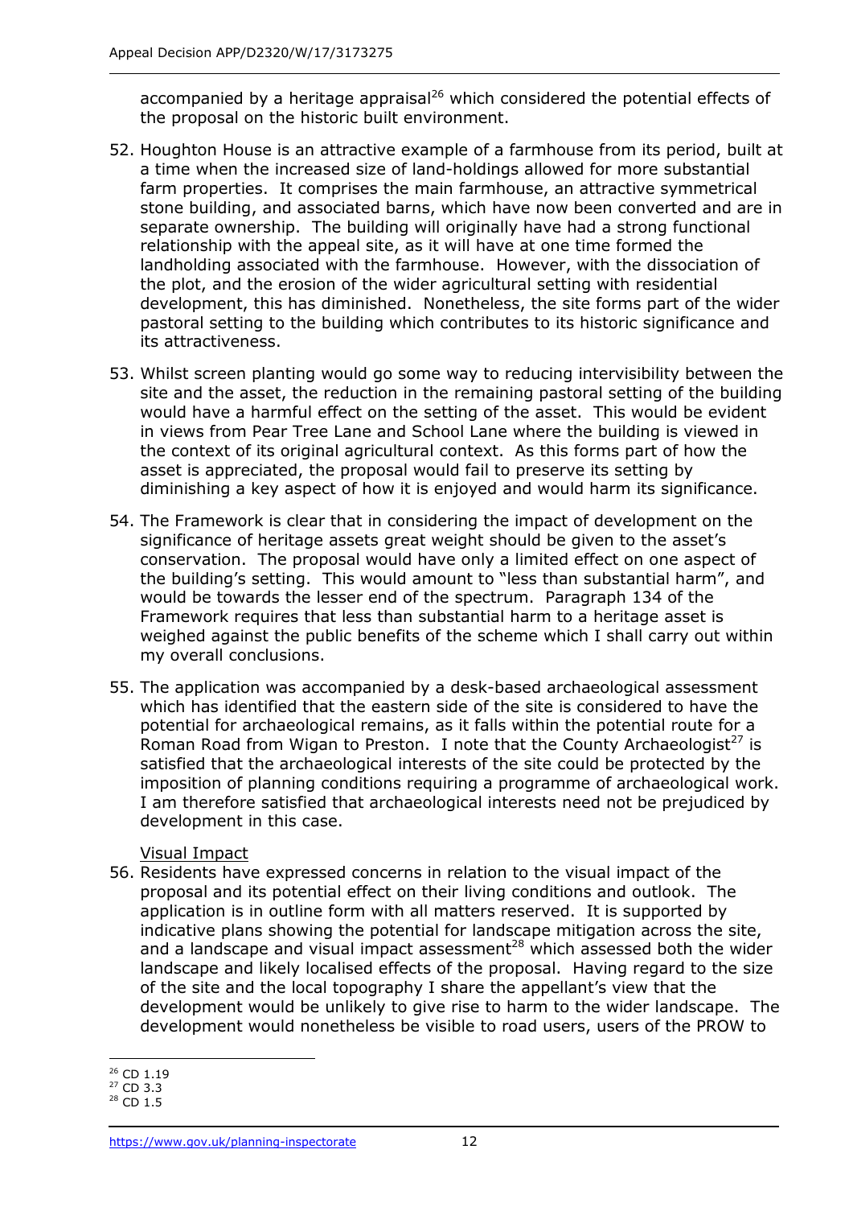accompanied by a heritage appraisal[26] which considered the potential effects of the proposal on the historic built environment.

52. Houghton House is an attractive example of a farmhouse from its period, built at a time when the increased size of land-holdings allowed for more substantial farm properties. It comprises the main farmhouse, an attractive symmetrical stone building, and associated barns, which have now been converted and are in separate ownership. The building will originally have had a strong functional relationship with the appeal site, as it will have at one time formed the landholding associated with the farmhouse. However, with the dissociation of the plot, and the erosion of the wider agricultural setting with residential development, this has diminished. Nonetheless, the site forms part of the wider pastoral setting to the building which contributes to its historic significance and its attractiveness.

53. Whilst screen planting would go some way to reducing intervisibility between the site and the asset, the reduction in the remaining pastoral setting of the building would have a harmful effect on the setting of the asset. This would be evident in views from Pear Tree Lane and School Lane where the building is viewed in the context of its original agricultural context. As this forms part of how the asset is appreciated, the proposal would fail to preserve its setting by diminishing a key aspect of how it is enjoyed and would harm its significance.

54. The Framework is clear that in considering the impact of development on the significance of heritage assets great weight should be given to the asset's conservation. The proposal would have only a limited effect on one aspect of the building's setting. This would amount to "less than substantial harm", and would be towards the lesser end of the spectrum. Paragraph 134 of the Framework requires that less than substantial harm to a heritage asset is weighed against the public benefits of the scheme which I shall carry out within my overall conclusions.

55. The application was accompanied by a desk-based archaeological assessment which has identified that the eastern side of the site is considered to have the potential for archaeological remains, as it falls within the potential route for a Roman Road from Wigan to Preston. I note that the County Archaeologist[27] is satisfied that the archaeological interests of the site could be protected by the imposition of planning conditions requiring a programme of archaeological work. I am therefore satisfied that archaeological interests need not be prejudiced by development in this case.

Visual Impact

56. Residents have expressed concerns in relation to the visual impact of the proposal and its potential effect on their living conditions and outlook. The application is in outline form with all matters reserved. It is supported by indicative plans showing the potential for landscape mitigation across the site, and a landscape and visual impact assessment[28] which assessed both the wider landscape and likely localised effects of the proposal. Having regard to the size of the site and the local topography I share the appellant's view that the development would be unlikely to give rise to harm to the wider landscape. The development would nonetheless be visible to road users, users of the PROW to

---

[26] CD 1.19
[27] CD 3.3
[28] CD 1.5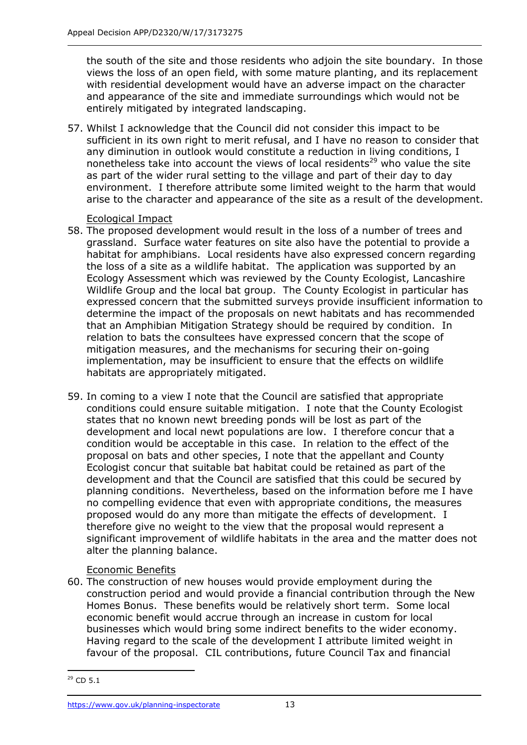the south of the site and those residents who adjoin the site boundary. In those views the loss of an open field, with some mature planting, and its replacement with residential development would have an adverse impact on the character and appearance of the site and immediate surroundings which would not be entirely mitigated by integrated landscaping.

57. Whilst I acknowledge that the Council did not consider this impact to be sufficient in its own right to merit refusal, and I have no reason to consider that any diminution in outlook would constitute a reduction in living conditions, I nonetheless take into account the views of local residents[29] who value the site as part of the wider rural setting to the village and part of their day to day environment. I therefore attribute some limited weight to the harm that would arise to the character and appearance of the site as a result of the development.

Ecological Impact

58. The proposed development would result in the loss of a number of trees and grassland. Surface water features on site also have the potential to provide a habitat for amphibians. Local residents have also expressed concern regarding the loss of a site as a wildlife habitat. The application was supported by an Ecology Assessment which was reviewed by the County Ecologist, Lancashire Wildlife Group and the local bat group. The County Ecologist in particular has expressed concern that the submitted surveys provide insufficient information to determine the impact of the proposals on newt habitats and has recommended that an Amphibian Mitigation Strategy should be required by condition. In relation to bats the consultees have expressed concern that the scope of mitigation measures, and the mechanisms for securing their on-going implementation, may be insufficient to ensure that the effects on wildlife habitats are appropriately mitigated.

59. In coming to a view I note that the Council are satisfied that appropriate conditions could ensure suitable mitigation. I note that the County Ecologist states that no known newt breeding ponds will be lost as part of the development and local newt populations are low. I therefore concur that a condition would be acceptable in this case. In relation to the effect of the proposal on bats and other species, I note that the appellant and County Ecologist concur that suitable bat habitat could be retained as part of the development and that the Council are satisfied that this could be secured by planning conditions. Nevertheless, based on the information before me I have no compelling evidence that even with appropriate conditions, the measures proposed would do any more than mitigate the effects of development. I therefore give no weight to the view that the proposal would represent a significant improvement of wildlife habitats in the area and the matter does not alter the planning balance.

Economic Benefits

60. The construction of new houses would provide employment during the construction period and would provide a financial contribution through the New Homes Bonus. These benefits would be relatively short term. Some local economic benefit would accrue through an increase in custom for local businesses which would bring some indirect benefits to the wider economy. Having regard to the scale of the development I attribute limited weight in favour of the proposal. CIL contributions, future Council Tax and financial

[29] CD 5.1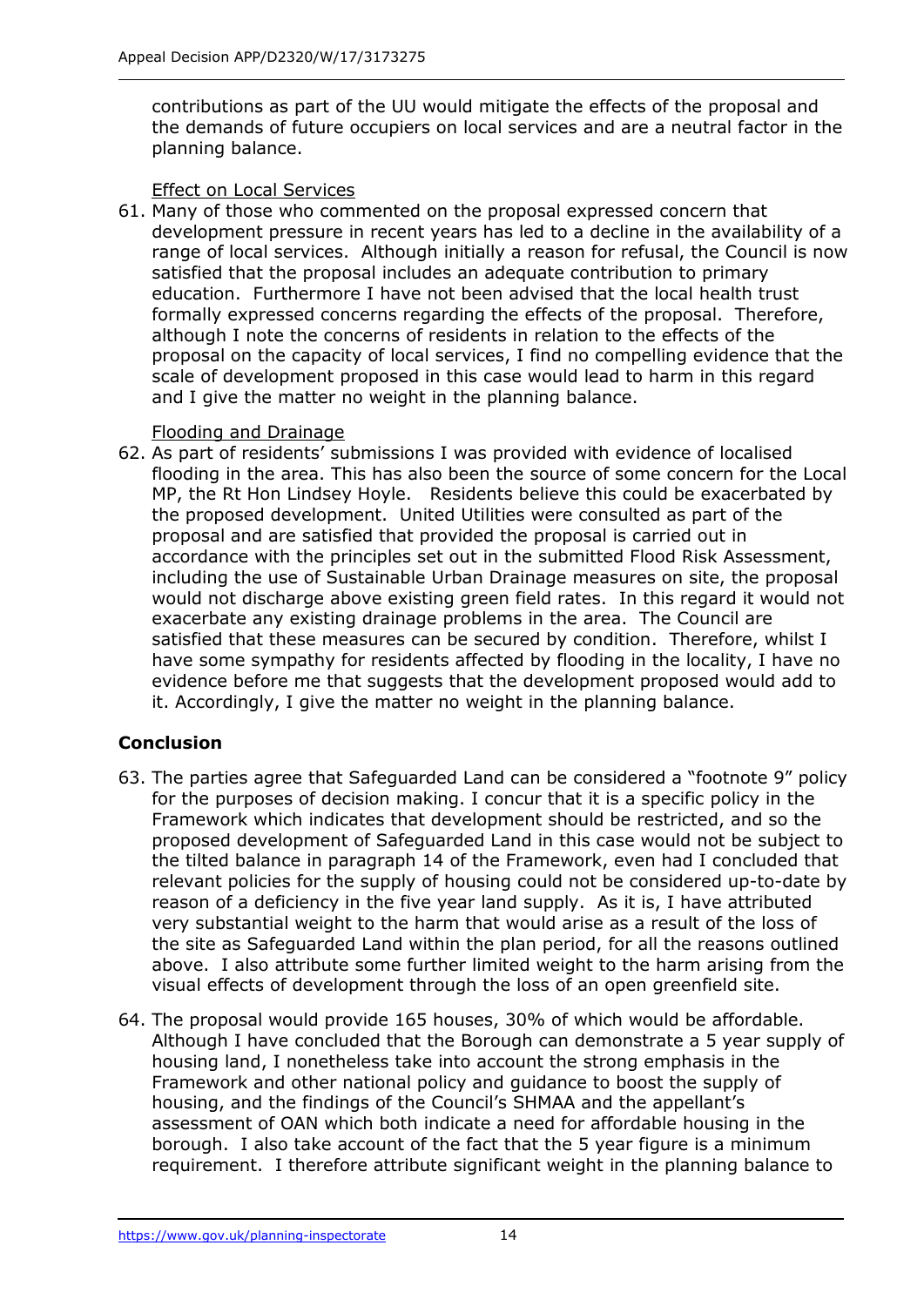contributions as part of the UU would mitigate the effects of the proposal and the demands of future occupiers on local services and are a neutral factor in the planning balance.

Effect on Local Services

61. Many of those who commented on the proposal expressed concern that development pressure in recent years has led to a decline in the availability of a range of local services. Although initially a reason for refusal, the Council is now satisfied that the proposal includes an adequate contribution to primary education. Furthermore I have not been advised that the local health trust formally expressed concerns regarding the effects of the proposal. Therefore, although I note the concerns of residents in relation to the effects of the proposal on the capacity of local services, I find no compelling evidence that the scale of development proposed in this case would lead to harm in this regard and I give the matter no weight in the planning balance.

Flooding and Drainage

62. As part of residents' submissions I was provided with evidence of localised flooding in the area. This has also been the source of some concern for the Local MP, the Rt Hon Lindsey Hoyle. Residents believe this could be exacerbated by the proposed development. United Utilities were consulted as part of the proposal and are satisfied that provided the proposal is carried out in accordance with the principles set out in the submitted Flood Risk Assessment, including the use of Sustainable Urban Drainage measures on site, the proposal would not discharge above existing green field rates. In this regard it would not exacerbate any existing drainage problems in the area. The Council are satisfied that these measures can be secured by condition. Therefore, whilst I have some sympathy for residents affected by flooding in the locality, I have no evidence before me that suggests that the development proposed would add to it. Accordingly, I give the matter no weight in the planning balance.

## Conclusion

63. The parties agree that Safeguarded Land can be considered a "footnote 9" policy for the purposes of decision making. I concur that it is a specific policy in the Framework which indicates that development should be restricted, and so the proposed development of Safeguarded Land in this case would not be subject to the tilted balance in paragraph 14 of the Framework, even had I concluded that relevant policies for the supply of housing could not be considered up-to-date by reason of a deficiency in the five year land supply. As it is, I have attributed very substantial weight to the harm that would arise as a result of the loss of the site as Safeguarded Land within the plan period, for all the reasons outlined above. I also attribute some further limited weight to the harm arising from the visual effects of development through the loss of an open greenfield site.

64. The proposal would provide 165 houses, 30% of which would be affordable. Although I have concluded that the Borough can demonstrate a 5 year supply of housing land, I nonetheless take into account the strong emphasis in the Framework and other national policy and guidance to boost the supply of housing, and the findings of the Council's SHMAA and the appellant's assessment of OAN which both indicate a need for affordable housing in the borough. I also take account of the fact that the 5 year figure is a minimum requirement. I therefore attribute significant weight in the planning balance to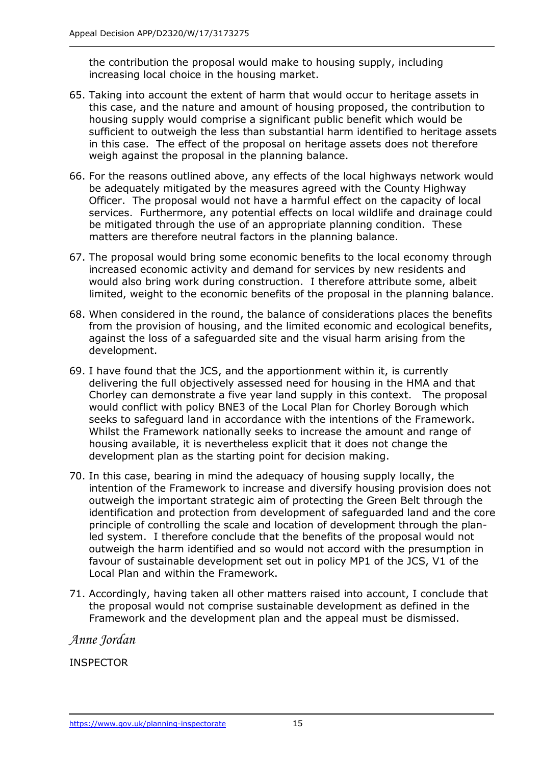the contribution the proposal would make to housing supply, including increasing local choice in the housing market.

65. Taking into account the extent of harm that would occur to heritage assets in this case, and the nature and amount of housing proposed, the contribution to housing supply would comprise a significant public benefit which would be sufficient to outweigh the less than substantial harm identified to heritage assets in this case. The effect of the proposal on heritage assets does not therefore weigh against the proposal in the planning balance.

66. For the reasons outlined above, any effects of the local highways network would be adequately mitigated by the measures agreed with the County Highway Officer. The proposal would not have a harmful effect on the capacity of local services. Furthermore, any potential effects on local wildlife and drainage could be mitigated through the use of an appropriate planning condition. These matters are therefore neutral factors in the planning balance.

67. The proposal would bring some economic benefits to the local economy through increased economic activity and demand for services by new residents and would also bring work during construction. I therefore attribute some, albeit limited, weight to the economic benefits of the proposal in the planning balance.

68. When considered in the round, the balance of considerations places the benefits from the provision of housing, and the limited economic and ecological benefits, against the loss of a safeguarded site and the visual harm arising from the development.

69. I have found that the JCS, and the apportionment within it, is currently delivering the full objectively assessed need for housing in the HMA and that Chorley can demonstrate a five year land supply in this context. The proposal would conflict with policy BNE3 of the Local Plan for Chorley Borough which seeks to safeguard land in accordance with the intentions of the Framework. Whilst the Framework nationally seeks to increase the amount and range of housing available, it is nevertheless explicit that it does not change the development plan as the starting point for decision making.

70. In this case, bearing in mind the adequacy of housing supply locally, the intention of the Framework to increase and diversify housing provision does not outweigh the important strategic aim of protecting the Green Belt through the identification and protection from development of safeguarded land and the core principle of controlling the scale and location of development through the plan-led system. I therefore conclude that the benefits of the proposal would not outweigh the harm identified and so would not accord with the presumption in favour of sustainable development set out in policy MP1 of the JCS, V1 of the Local Plan and within the Framework.

71. Accordingly, having taken all other matters raised into account, I conclude that the proposal would not comprise sustainable development as defined in the Framework and the development plan and the appeal must be dismissed.

*Anne Jordan*

INSPECTOR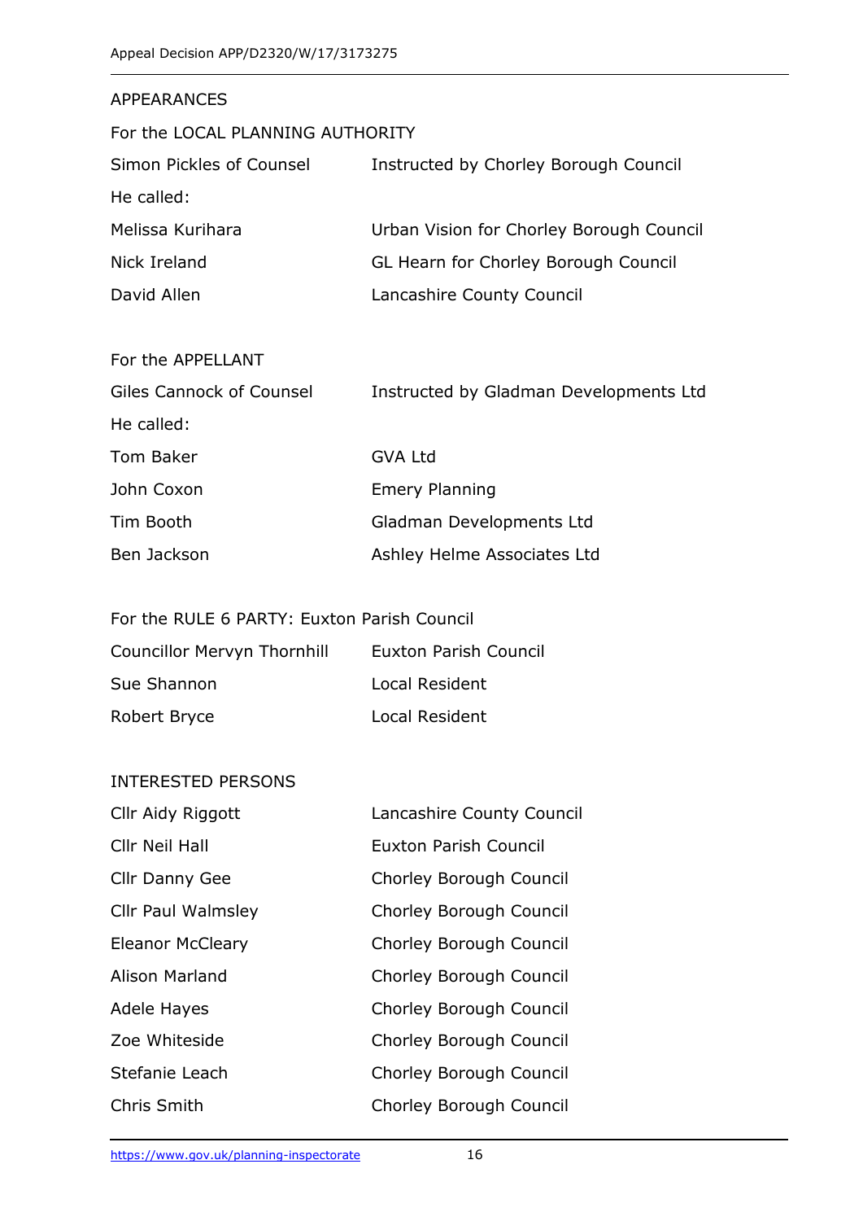## APPEARANCES

### For the LOCAL PLANNING AUTHORITY

| | |
|---|---|
| Simon Pickles of Counsel | Instructed by Chorley Borough Council |
| He called: | |
| Melissa Kurihara | Urban Vision for Chorley Borough Council |
| Nick Ireland | GL Hearn for Chorley Borough Council |
| David Allen | Lancashire County Council |

### For the APPELLANT

| | |
|---|---|
| Giles Cannock of Counsel | Instructed by Gladman Developments Ltd |
| He called: | |
| Tom Baker | GVA Ltd |
| John Coxon | Emery Planning |
| Tim Booth | Gladman Developments Ltd |
| Ben Jackson | Ashley Helme Associates Ltd |

### For the RULE 6 PARTY: Euxton Parish Council

| | |
|---|---|
| Councillor Mervyn Thornhill | Euxton Parish Council |
| Sue Shannon | Local Resident |
| Robert Bryce | Local Resident |

### INTERESTED PERSONS

| | |
|---|---|
| Cllr Aidy Riggott | Lancashire County Council |
| Cllr Neil Hall | Euxton Parish Council |
| Cllr Danny Gee | Chorley Borough Council |
| Cllr Paul Walmsley | Chorley Borough Council |
| Eleanor McCleary | Chorley Borough Council |
| Alison Marland | Chorley Borough Council |
| Adele Hayes | Chorley Borough Council |
| Zoe Whiteside | Chorley Borough Council |
| Stefanie Leach | Chorley Borough Council |
| Chris Smith | Chorley Borough Council |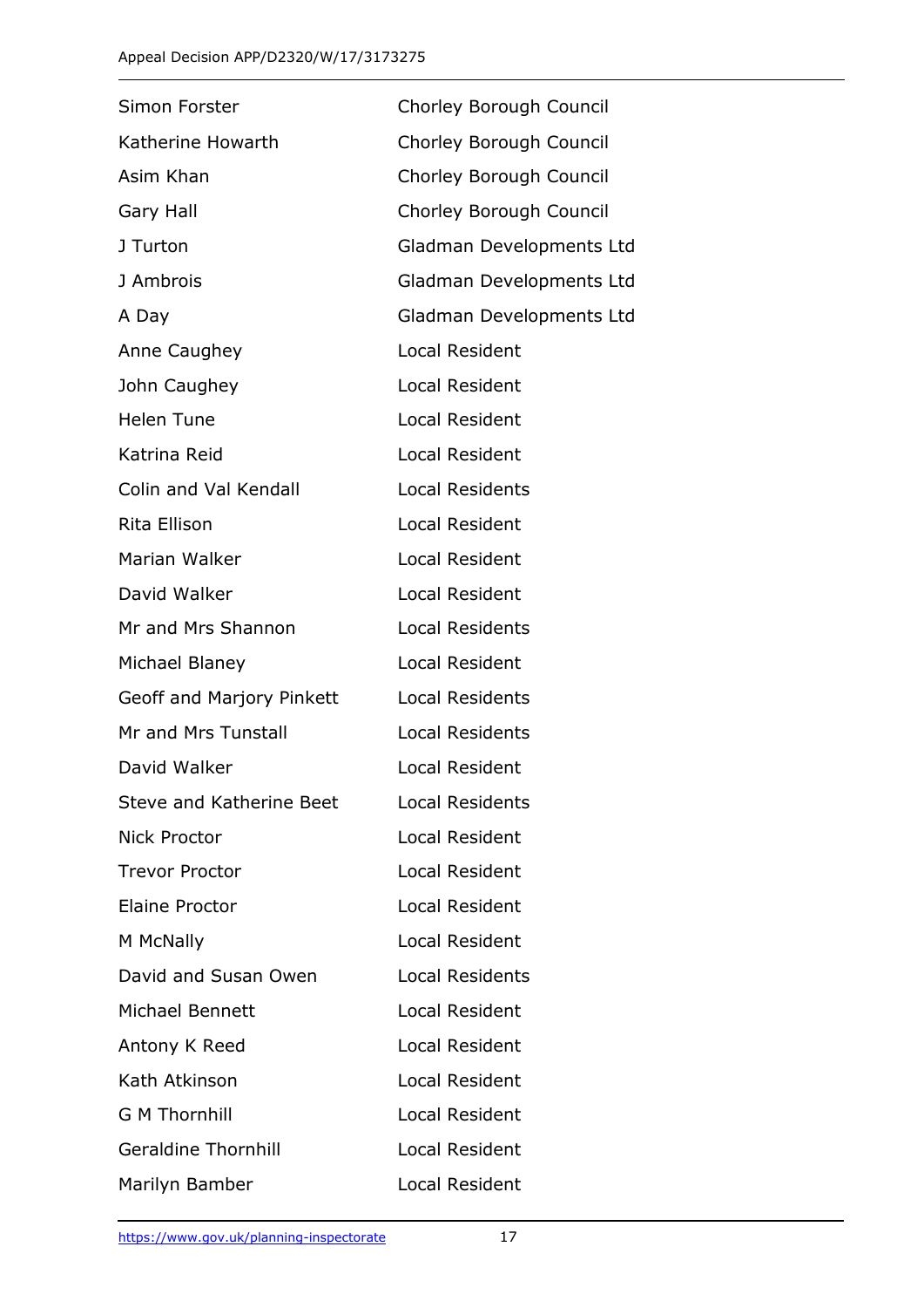| | |
|---|---|
| Simon Forster | Chorley Borough Council |
| Katherine Howarth | Chorley Borough Council |
| Asim Khan | Chorley Borough Council |
| Gary Hall | Chorley Borough Council |
| J Turton | Gladman Developments Ltd |
| J Ambrois | Gladman Developments Ltd |
| A Day | Gladman Developments Ltd |
| Anne Caughey | Local Resident |
| John Caughey | Local Resident |
| Helen Tune | Local Resident |
| Katrina Reid | Local Resident |
| Colin and Val Kendall | Local Residents |
| Rita Ellison | Local Resident |
| Marian Walker | Local Resident |
| David Walker | Local Resident |
| Mr and Mrs Shannon | Local Residents |
| Michael Blaney | Local Resident |
| Geoff and Marjory Pinkett | Local Residents |
| Mr and Mrs Tunstall | Local Residents |
| David Walker | Local Resident |
| Steve and Katherine Beet | Local Residents |
| Nick Proctor | Local Resident |
| Trevor Proctor | Local Resident |
| Elaine Proctor | Local Resident |
| M McNally | Local Resident |
| David and Susan Owen | Local Residents |
| Michael Bennett | Local Resident |
| Antony K Reed | Local Resident |
| Kath Atkinson | Local Resident |
| G M Thornhill | Local Resident |
| Geraldine Thornhill | Local Resident |
| Marilyn Bamber | Local Resident |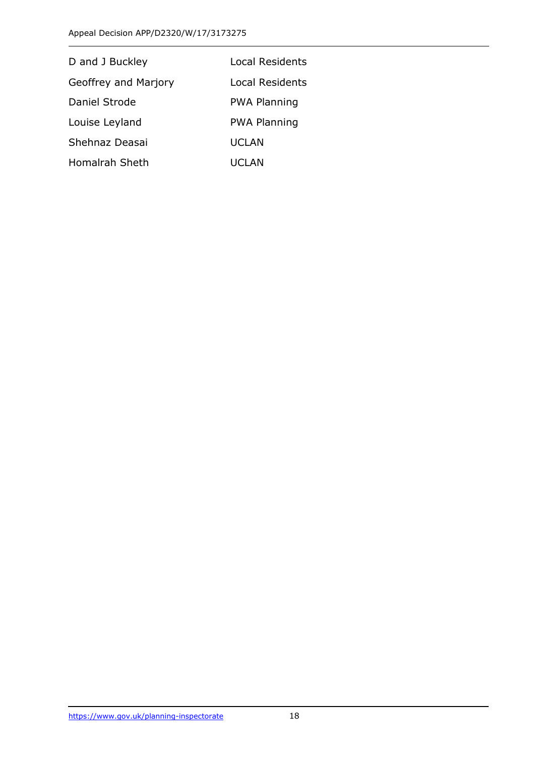| | |
|---|---|
| D and J Buckley | Local Residents |
| Geoffrey and Marjory | Local Residents |
| Daniel Strode | PWA Planning |
| Louise Leyland | PWA Planning |
| Shehnaz Deasai | UCLAN |
| Homalrah Sheth | UCLAN |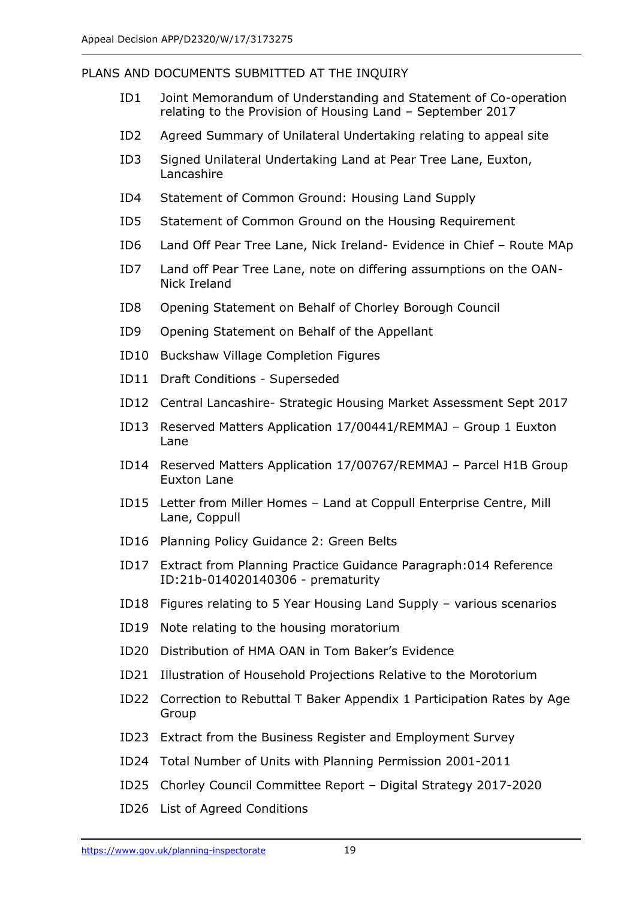## PLANS AND DOCUMENTS SUBMITTED AT THE INQUIRY

- ID1 Joint Memorandum of Understanding and Statement of Co-operation relating to the Provision of Housing Land – September 2017
- ID2 Agreed Summary of Unilateral Undertaking relating to appeal site
- ID3 Signed Unilateral Undertaking Land at Pear Tree Lane, Euxton, Lancashire
- ID4 Statement of Common Ground: Housing Land Supply
- ID5 Statement of Common Ground on the Housing Requirement
- ID6 Land Off Pear Tree Lane, Nick Ireland- Evidence in Chief – Route MAp
- ID7 Land off Pear Tree Lane, note on differing assumptions on the OAN- Nick Ireland
- ID8 Opening Statement on Behalf of Chorley Borough Council
- ID9 Opening Statement on Behalf of the Appellant
- ID10 Buckshaw Village Completion Figures
- ID11 Draft Conditions - Superseded
- ID12 Central Lancashire- Strategic Housing Market Assessment Sept 2017
- ID13 Reserved Matters Application 17/00441/REMMAJ – Group 1 Euxton Lane
- ID14 Reserved Matters Application 17/00767/REMMAJ – Parcel H1B Group Euxton Lane
- ID15 Letter from Miller Homes – Land at Coppull Enterprise Centre, Mill Lane, Coppull
- ID16 Planning Policy Guidance 2: Green Belts
- ID17 Extract from Planning Practice Guidance Paragraph:014 Reference ID:21b-014020140306 - prematurity
- ID18 Figures relating to 5 Year Housing Land Supply – various scenarios
- ID19 Note relating to the housing moratorium
- ID20 Distribution of HMA OAN in Tom Baker's Evidence
- ID21 Illustration of Household Projections Relative to the Morotorium
- ID22 Correction to Rebuttal T Baker Appendix 1 Participation Rates by Age Group
- ID23 Extract from the Business Register and Employment Survey
- ID24 Total Number of Units with Planning Permission 2001-2011
- ID25 Chorley Council Committee Report – Digital Strategy 2017-2020
- ID26 List of Agreed Conditions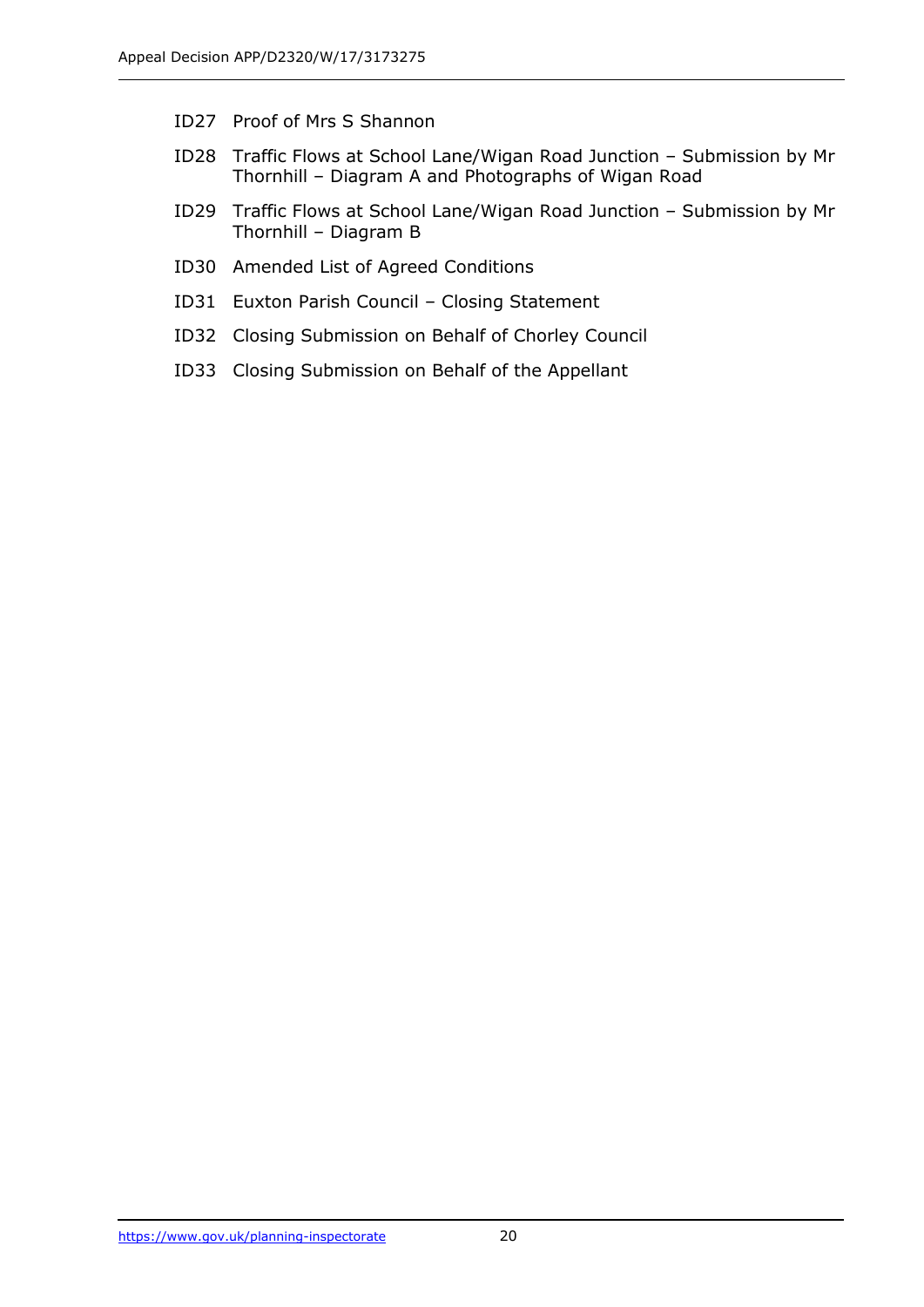- ID27 Proof of Mrs S Shannon
- ID28 Traffic Flows at School Lane/Wigan Road Junction – Submission by Mr Thornhill – Diagram A and Photographs of Wigan Road
- ID29 Traffic Flows at School Lane/Wigan Road Junction – Submission by Mr Thornhill – Diagram B
- ID30 Amended List of Agreed Conditions
- ID31 Euxton Parish Council – Closing Statement
- ID32 Closing Submission on Behalf of Chorley Council
- ID33 Closing Submission on Behalf of the Appellant